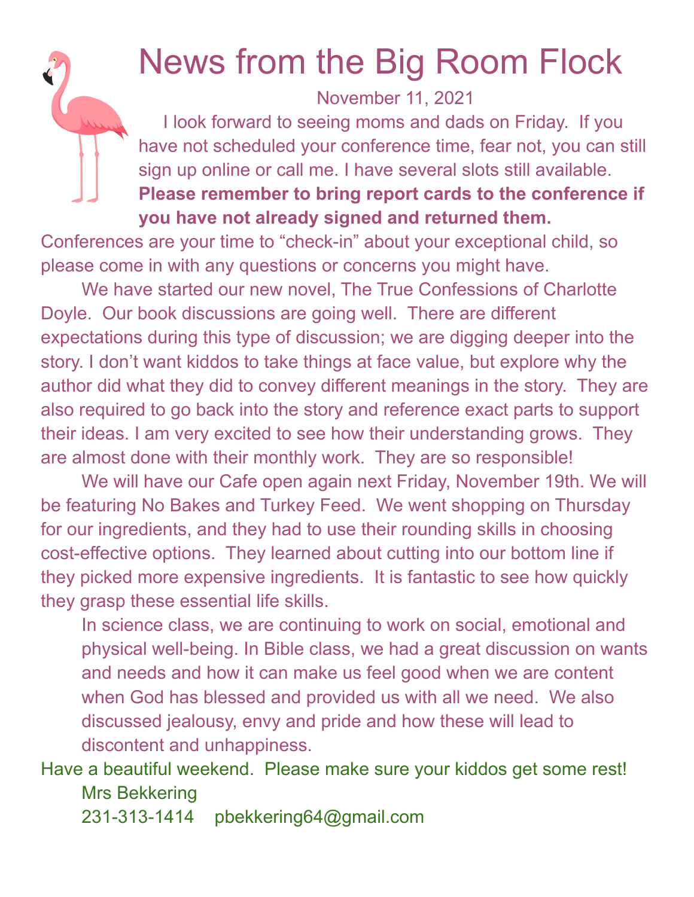# News from the Big Room Flock

November 11, 2021

I look forward to seeing moms and dads on Friday. If you have not scheduled your conference time, fear not, you can still sign up online or call me. I have several slots still available. **Please remember to bring report cards to the conference if you have not already signed and returned them.** Conferences are your time to "check-in" about your exceptional child, so please come in with any questions or concerns you might have.

We have started our new novel, The True Confessions of Charlotte Doyle. Our book discussions are going well. There are different expectations during this type of discussion; we are digging deeper into the story. I don't want kiddos to take things at face value, but explore why the author did what they did to convey different meanings in the story. They are also required to go back into the story and reference exact parts to support their ideas. I am very excited to see how their understanding grows. They are almost done with their monthly work. They are so responsible!

We will have our Cafe open again next Friday, November 19th. We will be featuring No Bakes and Turkey Feed. We went shopping on Thursday for our ingredients, and they had to use their rounding skills in choosing cost-effective options. They learned about cutting into our bottom line if they picked more expensive ingredients. It is fantastic to see how quickly they grasp these essential life skills.

In science class, we are continuing to work on social, emotional and physical well-being. In Bible class, we had a great discussion on wants and needs and how it can make us feel good when we are content when God has blessed and provided us with all we need. We also discussed jealousy, envy and pride and how these will lead to discontent and unhappiness.

Have a beautiful weekend. Please make sure your kiddos get some rest!

Mrs Bekkering

231-313-1414 pbekkering64@gmail.com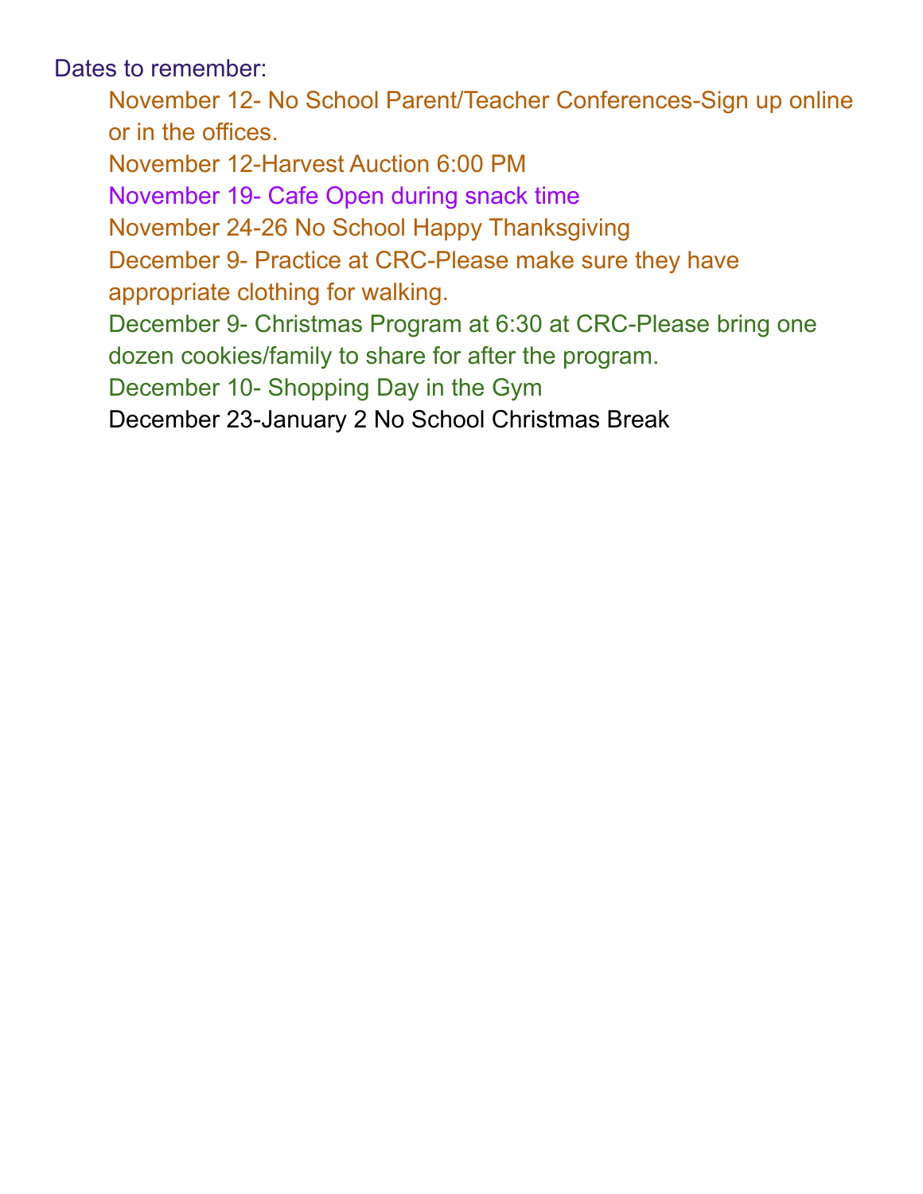Dates to remember:

- November 12- No School Parent/Teacher Conferences-Sign up online or in the offices.
- November 12-Harvest Auction 6:00 PM
- November 19- Cafe Open during snack time
- November 24-26 No School Happy Thanksgiving
- December 9- Practice at CRC-Please make sure they have appropriate clothing for walking.
- December 9- Christmas Program at 6:30 at CRC-Please bring one dozen cookies/family to share for after the program.
- December 10- Shopping Day in the Gym
- December 23-January 2 No School Christmas Break